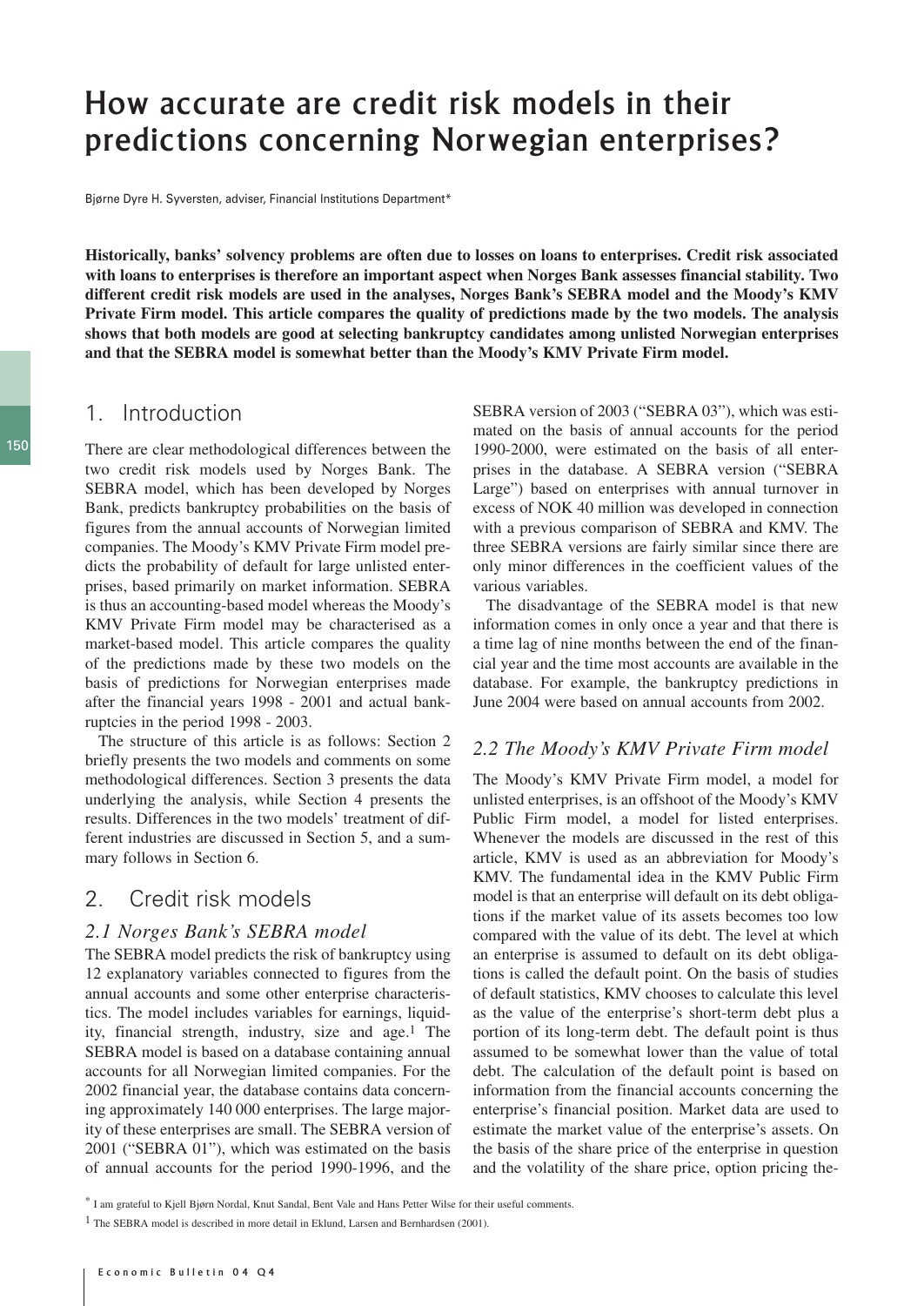# How accurate are credit risk models in their predictions concerning Norwegian enterprises?

Bjørne Dyre H. Syversten, adviser, Financial Institutions Department*

**Historically, banks' solvency problems are often due to losses on loans to enterprises. Credit risk associated with loans to enterprises is therefore an important aspect when Norges Bank assesses financial stability. Two different credit risk models are used in the analyses, Norges Bank's SEBRA model and the Moody's KMV Private Firm model. This article compares the quality of predictions made by the two models. The analysis shows that both models are good at selecting bankruptcy candidates among unlisted Norwegian enterprises and that the SEBRA model is somewhat better than the Moody's KMV Private Firm model.**

## 1. Introduction

There are clear methodological differences between the two credit risk models used by Norges Bank. The SEBRA model, which has been developed by Norges Bank, predicts bankruptcy probabilities on the basis of figures from the annual accounts of Norwegian limited companies. The Moody's KMV Private Firm model predicts the probability of default for large unlisted enterprises, based primarily on market information. SEBRA is thus an accounting-based model whereas the Moody's KMV Private Firm model may be characterised as a market-based model. This article compares the quality of the predictions made by these two models on the basis of predictions for Norwegian enterprises made after the financial years 1998 - 2001 and actual bankruptcies in the period 1998 - 2003.

The structure of this article is as follows: Section 2 briefly presents the two models and comments on some methodological differences. Section 3 presents the data underlying the analysis, while Section 4 presents the results. Differences in the two models' treatment of different industries are discussed in Section 5, and a summary follows in Section 6.

## 2. Credit risk models

### *2.1 Norges Bank's SEBRA model*

The SEBRA model predicts the risk of bankruptcy using 12 explanatory variables connected to figures from the annual accounts and some other enterprise characteristics. The model includes variables for earnings, liquidity, financial strength, industry, size and age.[1] The SEBRA model is based on a database containing annual accounts for all Norwegian limited companies. For the 2002 financial year, the database contains data concerning approximately 140 000 enterprises. The large majority of these enterprises are small. The SEBRA version of 2001 ("SEBRA 01"), which was estimated on the basis of annual accounts for the period 1990-1996, and the SEBRA version of 2003 ("SEBRA 03"), which was estimated on the basis of annual accounts for the period 1990-2000, were estimated on the basis of all enterprises in the database. A SEBRA version ("SEBRA Large") based on enterprises with annual turnover in excess of NOK 40 million was developed in connection with a previous comparison of SEBRA and KMV. The three SEBRA versions are fairly similar since there are only minor differences in the coefficient values of the various variables.

The disadvantage of the SEBRA model is that new information comes in only once a year and that there is a time lag of nine months between the end of the financial year and the time most accounts are available in the database. For example, the bankruptcy predictions in June 2004 were based on annual accounts from 2002.

### *2.2 The Moody's KMV Private Firm model*

The Moody's KMV Private Firm model, a model for unlisted enterprises, is an offshoot of the Moody's KMV Public Firm model, a model for listed enterprises. Whenever the models are discussed in the rest of this article, KMV is used as an abbreviation for Moody's KMV. The fundamental idea in the KMV Public Firm model is that an enterprise will default on its debt obligations if the market value of its assets becomes too low compared with the value of its debt. The level at which an enterprise is assumed to default on its debt obligations is called the default point. On the basis of studies of default statistics, KMV chooses to calculate this level as the value of the enterprise's short-term debt plus a portion of its long-term debt. The default point is thus assumed to be somewhat lower than the value of total debt. The calculation of the default point is based on information from the financial accounts concerning the enterprise's financial position. Market data are used to estimate the market value of the enterprise's assets. On the basis of the share price of the enterprise in question and the volatility of the share price, option pricing the-

\* I am grateful to Kjell Bjørn Nordal, Knut Sandal, Bent Vale and Hans Petter Wilse for their useful comments.

[1] The SEBRA model is described in more detail in Eklund, Larsen and Bernhardsen (2001).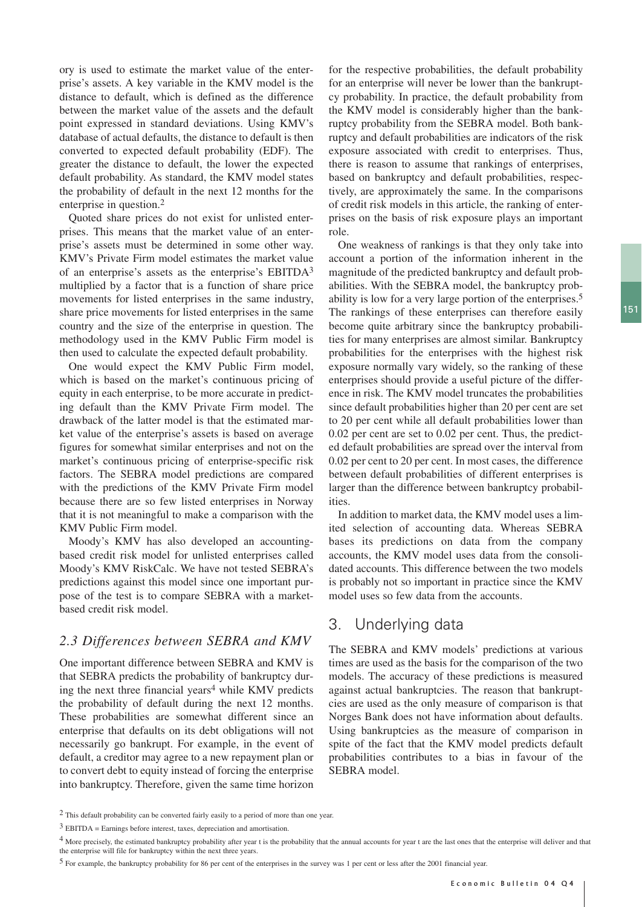ory is used to estimate the market value of the enterprise's assets. A key variable in the KMV model is the distance to default, which is defined as the difference between the market value of the assets and the default point expressed in standard deviations. Using KMV's database of actual defaults, the distance to default is then converted to expected default probability (EDF). The greater the distance to default, the lower the expected default probability. As standard, the KMV model states the probability of default in the next 12 months for the enterprise in question.[2]

Quoted share prices do not exist for unlisted enterprises. This means that the market value of an enterprise's assets must be determined in some other way. KMV's Private Firm model estimates the market value of an enterprise's assets as the enterprise's EBITDA[3] multiplied by a factor that is a function of share price movements for listed enterprises in the same industry, share price movements for listed enterprises in the same country and the size of the enterprise in question. The methodology used in the KMV Public Firm model is then used to calculate the expected default probability.

One would expect the KMV Public Firm model, which is based on the market's continuous pricing of equity in each enterprise, to be more accurate in predicting default than the KMV Private Firm model. The drawback of the latter model is that the estimated market value of the enterprise's assets is based on average figures for somewhat similar enterprises and not on the market's continuous pricing of enterprise-specific risk factors. The SEBRA model predictions are compared with the predictions of the KMV Private Firm model because there are so few listed enterprises in Norway that it is not meaningful to make a comparison with the KMV Public Firm model.

Moody's KMV has also developed an accounting-based credit risk model for unlisted enterprises called Moody's KMV RiskCalc. We have not tested SEBRA's predictions against this model since one important purpose of the test is to compare SEBRA with a market-based credit risk model.

### *2.3 Differences between SEBRA and KMV*

One important difference between SEBRA and KMV is that SEBRA predicts the probability of bankruptcy during the next three financial years[4] while KMV predicts the probability of default during the next 12 months. These probabilities are somewhat different since an enterprise that defaults on its debt obligations will not necessarily go bankrupt. For example, in the event of default, a creditor may agree to a new repayment plan or to convert debt to equity instead of forcing the enterprise into bankruptcy. Therefore, given the same time horizon for the respective probabilities, the default probability for an enterprise will never be lower than the bankruptcy probability. In practice, the default probability from the KMV model is considerably higher than the bankruptcy probability from the SEBRA model. Both bankruptcy and default probabilities are indicators of the risk exposure associated with credit to enterprises. Thus, there is reason to assume that rankings of enterprises, based on bankruptcy and default probabilities, respectively, are approximately the same. In the comparisons of credit risk models in this article, the ranking of enterprises on the basis of risk exposure plays an important role.

One weakness of rankings is that they only take into account a portion of the information inherent in the magnitude of the predicted bankruptcy and default probabilities. With the SEBRA model, the bankruptcy probability is low for a very large portion of the enterprises.[5] The rankings of these enterprises can therefore easily become quite arbitrary since the bankruptcy probabilities for many enterprises are almost similar. Bankruptcy probabilities for the enterprises with the highest risk exposure normally vary widely, so the ranking of these enterprises should provide a useful picture of the difference in risk. The KMV model truncates the probabilities since default probabilities higher than 20 per cent are set to 20 per cent while all default probabilities lower than 0.02 per cent are set to 0.02 per cent. Thus, the predicted default probabilities are spread over the interval from 0.02 per cent to 20 per cent. In most cases, the difference between default probabilities of different enterprises is larger than the difference between bankruptcy probabilities.

In addition to market data, the KMV model uses a limited selection of accounting data. Whereas SEBRA bases its predictions on data from the company accounts, the KMV model uses data from the consolidated accounts. This difference between the two models is probably not so important in practice since the KMV model uses so few data from the accounts.

## 3. Underlying data

The SEBRA and KMV models' predictions at various times are used as the basis for the comparison of the two models. The accuracy of these predictions is measured against actual bankruptcies. The reason that bankruptcies are used as the only measure of comparison is that Norges Bank does not have information about defaults. Using bankruptcies as the measure of comparison in spite of the fact that the KMV model predicts default probabilities contributes to a bias in favour of the SEBRA model.

---

[2] This default probability can be converted fairly easily to a period of more than one year.

[3] EBITDA = Earnings before interest, taxes, depreciation and amortisation.

[4] More precisely, the estimated bankruptcy probability after year t is the probability that the annual accounts for year t are the last ones that the enterprise will deliver and that the enterprise will file for bankruptcy within the next three years.

[5] For example, the bankruptcy probability for 86 per cent of the enterprises in the survey was 1 per cent or less after the 2001 financial year.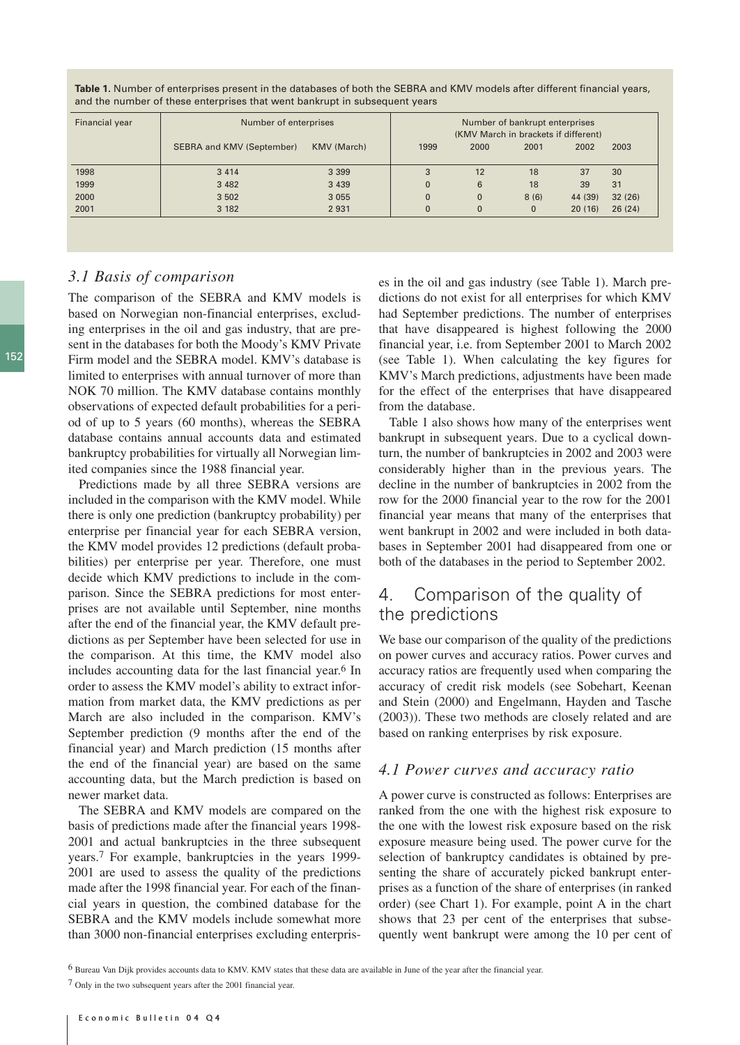**Table 1.** Number of enterprises present in the databases of both the SEBRA and KMV models after different financial years, and the number of these enterprises that went bankrupt in subsequent years

| Financial year | Number of enterprises | | Number of bankrupt enterprises (KMV March in brackets if different) | | | | |
|---|---|---|---|---|---|---|---|
| | SEBRA and KMV (September) | KMV (March) | 1999 | 2000 | 2001 | 2002 | 2003 |
| 1998 | 3 414 | 3 399 | 3 | 12 | 18 | 37 | 30 |
| 1999 | 3 482 | 3 439 | 0 | 6 | 18 | 39 | 31 |
| 2000 | 3 502 | 3 055 | 0 | 0 | 8 (6) | 44 (39) | 32 (26) |
| 2001 | 3 182 | 2 931 | 0 | 0 | 0 | 20 (16) | 26 (24) |

### *3.1 Basis of comparison*

The comparison of the SEBRA and KMV models is based on Norwegian non-financial enterprises, excluding enterprises in the oil and gas industry, that are present in the databases for both the Moody's KMV Private Firm model and the SEBRA model. KMV's database is limited to enterprises with annual turnover of more than NOK 70 million. The KMV database contains monthly observations of expected default probabilities for a period of up to 5 years (60 months), whereas the SEBRA database contains annual accounts data and estimated bankruptcy probabilities for virtually all Norwegian limited companies since the 1988 financial year.

Predictions made by all three SEBRA versions are included in the comparison with the KMV model. While there is only one prediction (bankruptcy probability) per enterprise per financial year for each SEBRA version, the KMV model provides 12 predictions (default probabilities) per enterprise per year. Therefore, one must decide which KMV predictions to include in the comparison. Since the SEBRA predictions for most enterprises are not available until September, nine months after the end of the financial year, the KMV default predictions as per September have been selected for use in the comparison. At this time, the KMV model also includes accounting data for the last financial year.[6] In order to assess the KMV model's ability to extract information from market data, the KMV predictions as per March are also included in the comparison. KMV's September prediction (9 months after the end of the financial year) and March prediction (15 months after the end of the financial year) are based on the same accounting data, but the March prediction is based on newer market data.

The SEBRA and KMV models are compared on the basis of predictions made after the financial years 1998-2001 and actual bankruptcies in the three subsequent years.[7] For example, bankruptcies in the years 1999-2001 are used to assess the quality of the predictions made after the 1998 financial year. For each of the financial years in question, the combined database for the SEBRA and the KMV models include somewhat more than 3000 non-financial enterprises excluding enterprises in the oil and gas industry (see Table 1). March predictions do not exist for all enterprises for which KMV had September predictions. The number of enterprises that have disappeared is highest following the 2000 financial year, i.e. from September 2001 to March 2002 (see Table 1). When calculating the key figures for KMV's March predictions, adjustments have been made for the effect of the enterprises that have disappeared from the database.

Table 1 also shows how many of the enterprises went bankrupt in subsequent years. Due to a cyclical downturn, the number of bankruptcies in 2002 and 2003 were considerably higher than in the previous years. The decline in the number of bankruptcies in 2002 from the row for the 2000 financial year to the row for the 2001 financial year means that many of the enterprises that went bankrupt in 2002 and were included in both databases in September 2001 had disappeared from one or both of the databases in the period to September 2002.

## 4. Comparison of the quality of the predictions

We base our comparison of the quality of the predictions on power curves and accuracy ratios. Power curves and accuracy ratios are frequently used when comparing the accuracy of credit risk models (see Sobehart, Keenan and Stein (2000) and Engelmann, Hayden and Tasche (2003)). These two methods are closely related and are based on ranking enterprises by risk exposure.

### *4.1 Power curves and accuracy ratio*

A power curve is constructed as follows: Enterprises are ranked from the one with the highest risk exposure to the one with the lowest risk exposure based on the risk exposure measure being used. The power curve for the selection of bankruptcy candidates is obtained by presenting the share of accurately picked bankrupt enterprises as a function of the share of enterprises (in ranked order) (see Chart 1). For example, point A in the chart shows that 23 per cent of the enterprises that subsequently went bankrupt were among the 10 per cent of

[6] Bureau Van Dijk provides accounts data to KMV. KMV states that these data are available in June of the year after the financial year.

[7] Only in the two subsequent years after the 2001 financial year.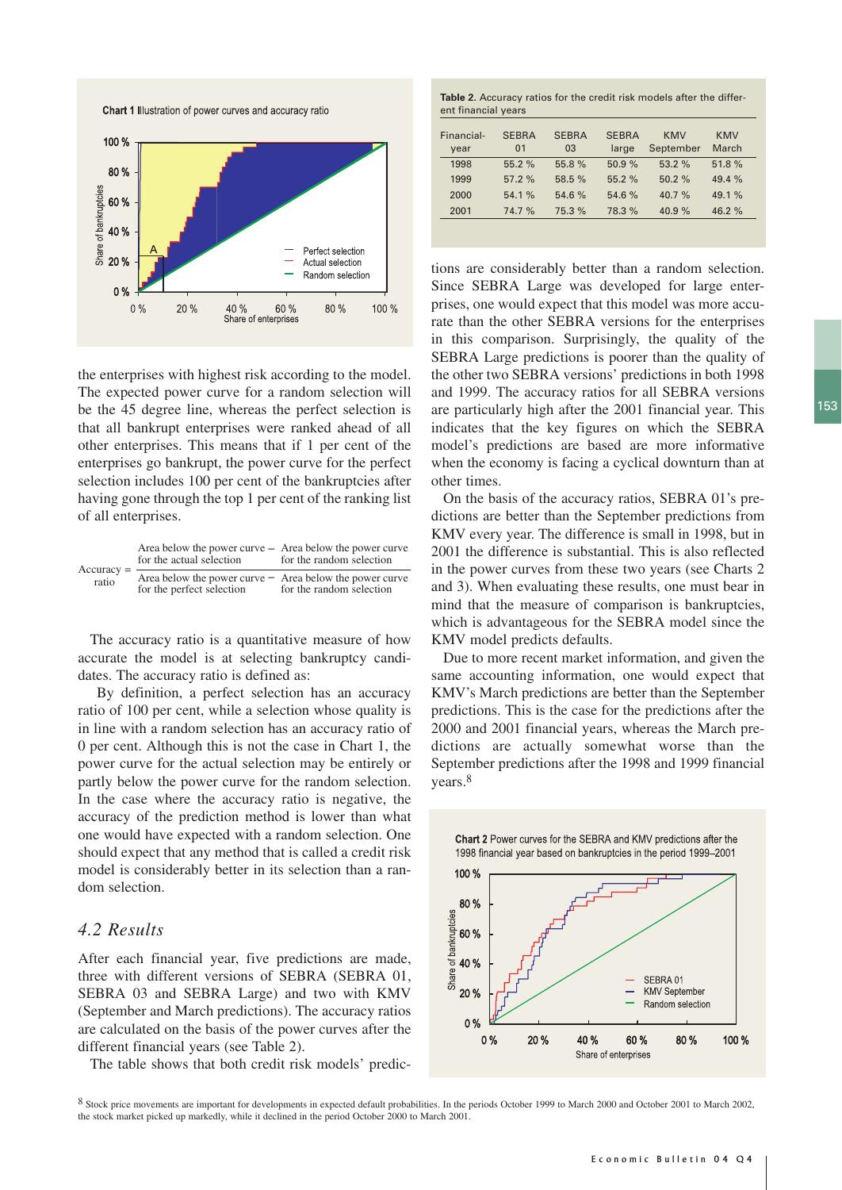Chart 1 Illustration of power curves and accuracy ratio

the enterprises with highest risk according to the model. The expected power curve for a random selection will be the 45 degree line, whereas the perfect selection is that all bankrupt enterprises were ranked ahead of all other enterprises. This means that if 1 per cent of the enterprises go bankrupt, the power curve for the perfect selection includes 100 per cent of the bankruptcies after having gone through the top 1 per cent of the ranking list of all enterprises.

$$\text{Accuracy ratio} = \frac{\text{Area below the power curve for the actual selection} - \text{Area below the power curve for the random selection}}{\text{Area below the power curve for the perfect selection} - \text{Area below the power curve for the random selection}}$$

The accuracy ratio is a quantitative measure of how accurate the model is at selecting bankruptcy candidates. The accuracy ratio is defined as:

By definition, a perfect selection has an accuracy ratio of 100 per cent, while a selection whose quality is in line with a random selection has an accuracy ratio of 0 per cent. Although this is not the case in Chart 1, the power curve for the actual selection may be entirely or partly below the power curve for the random selection. In the case where the accuracy ratio is negative, the accuracy of the prediction method is lower than what one would have expected with a random selection. One should expect that any method that is called a credit risk model is considerably better in its selection than a random selection.

## 4.2 Results

After each financial year, five predictions are made, three with different versions of SEBRA (SEBRA 01, SEBRA 03 and SEBRA Large) and two with KMV (September and March predictions). The accuracy ratios are calculated on the basis of the power curves after the different financial years (see Table 2).

The table shows that both credit risk models' predictions are considerably better than a random selection. Since SEBRA Large was developed for large enterprises, one would expect that this model was more accurate than the other SEBRA versions for the enterprises in this comparison. Surprisingly, the quality of the SEBRA Large predictions is poorer than the quality of the other two SEBRA versions' predictions in both 1998 and 1999. The accuracy ratios for all SEBRA versions are particularly high after the 2001 financial year. This indicates that the key figures on which the SEBRA model's predictions are based are more informative when the economy is facing a cyclical downturn than at other times.

**Table 2.** Accuracy ratios for the credit risk models after the different financial years

| Financial-year | SEBRA 01 | SEBRA 03 | SEBRA large | KMV September | KMV March |
|---|---|---|---|---|---|
| 1998 | 55.2 % | 55.8 % | 50.9 % | 53.2 % | 51.8 % |
| 1999 | 57.2 % | 58.5 % | 55.2 % | 50.2 % | 49.4 % |
| 2000 | 54.1 % | 54.6 % | 54.6 % | 40.7 % | 49.1 % |
| 2001 | 74.7 % | 75.3 % | 78.3 % | 40.9 % | 46.2 % |

On the basis of the accuracy ratios, SEBRA 01's predictions are better than the September predictions from KMV every year. The difference is small in 1998, but in 2001 the difference is substantial. This is also reflected in the power curves from these two years (see Charts 2 and 3). When evaluating these results, one must bear in mind that the measure of comparison is bankruptcies, which is advantageous for the SEBRA model since the KMV model predicts defaults.

Due to more recent market information, and given the same accounting information, one would expect that KMV's March predictions are better than the September predictions. This is the case for the predictions after the 2000 and 2001 financial years, whereas the March predictions are actually somewhat worse than the September predictions after the 1998 and 1999 financial years.[8]

Chart 2 Power curves for the SEBRA and KMV predictions after the 1998 financial year based on bankruptcies in the period 1999–2001

[8] Stock price movements are important for developments in expected default probabilities. In the periods October 1999 to March 2000 and October 2001 to March 2002, the stock market picked up markedly, while it declined in the period October 2000 to March 2001.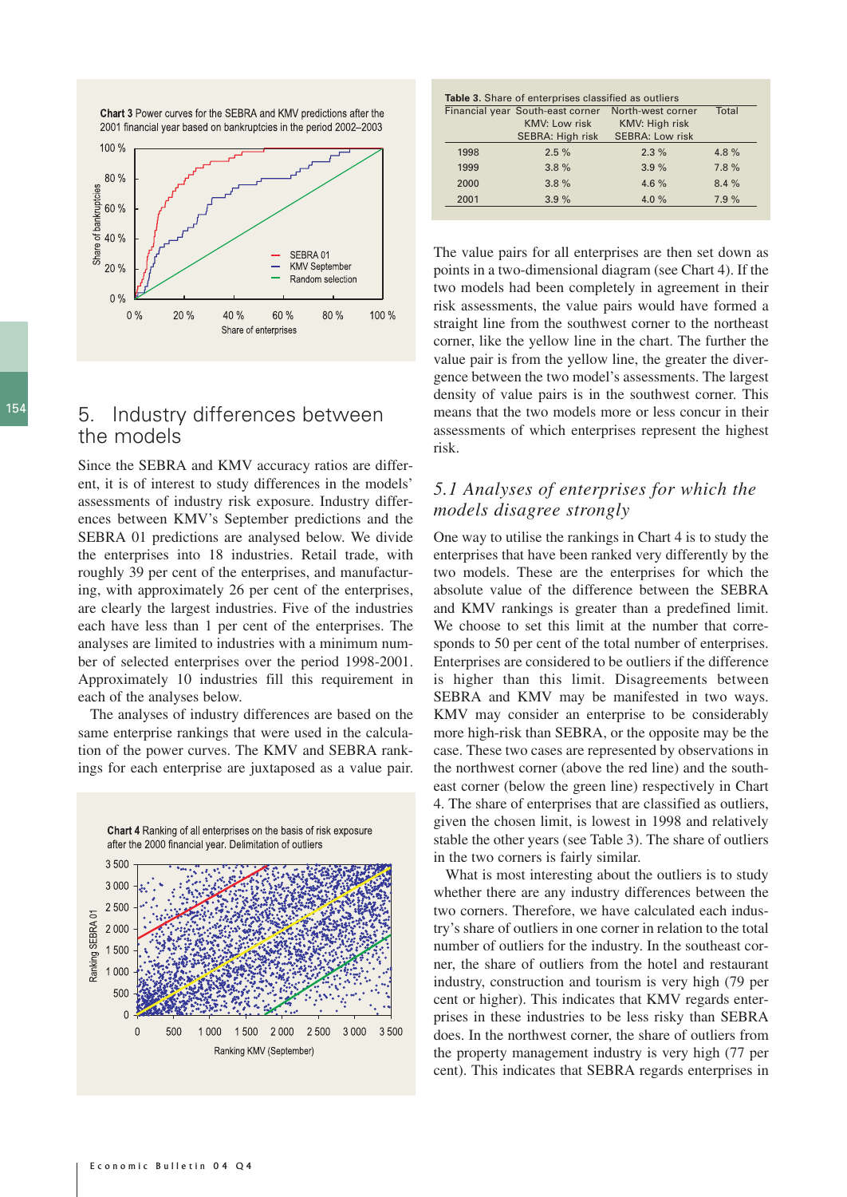**Chart 3** Power curves for the SEBRA and KMV predictions after the 2001 financial year based on bankruptcies in the period 2002–2003

**Table 3.** Share of enterprises classified as outliers

| Financial year | South-east corner KMV: Low risk SEBRA: High risk | North-west corner KMV: High risk SEBRA: Low risk | Total |
|---|---|---|---|
| 1998 | 2.5 % | 2.3 % | 4.8 % |
| 1999 | 3.8 % | 3.9 % | 7.8 % |
| 2000 | 3.8 % | 4.6 % | 8.4 % |
| 2001 | 3.9 % | 4.0 % | 7.9 % |

## 5. Industry differences between the models

Since the SEBRA and KMV accuracy ratios are different, it is of interest to study differences in the models' assessments of industry risk exposure. Industry differences between KMV's September predictions and the SEBRA 01 predictions are analysed below. We divide the enterprises into 18 industries. Retail trade, with roughly 39 per cent of the enterprises, and manufacturing, with approximately 26 per cent of the enterprises, are clearly the largest industries. Five of the industries each have less than 1 per cent of the enterprises. The analyses are limited to industries with a minimum number of selected enterprises over the period 1998-2001. Approximately 10 industries fill this requirement in each of the analyses below.

The analyses of industry differences are based on the same enterprise rankings that were used in the calculation of the power curves. The KMV and SEBRA rankings for each enterprise are juxtaposed as a value pair. The value pairs for all enterprises are then set down as points in a two-dimensional diagram (see Chart 4). If the two models had been completely in agreement in their risk assessments, the value pairs would have formed a straight line from the southwest corner to the northeast corner, like the yellow line in the chart. The further the value pair is from the yellow line, the greater the divergence between the two model's assessments. The largest density of value pairs is in the southwest corner. This means that the two models more or less concur in their assessments of which enterprises represent the highest risk.

**Chart 4** Ranking of all enterprises on the basis of risk exposure after the 2000 financial year. Delimitation of outliers

### *5.1 Analyses of enterprises for which the models disagree strongly*

One way to utilise the rankings in Chart 4 is to study the enterprises that have been ranked very differently by the two models. These are the enterprises for which the absolute value of the difference between the SEBRA and KMV rankings is greater than a predefined limit. We choose to set this limit at the number that corresponds to 50 per cent of the total number of enterprises. Enterprises are considered to be outliers if the difference is higher than this limit. Disagreements between SEBRA and KMV may be manifested in two ways. KMV may consider an enterprise to be considerably more high-risk than SEBRA, or the opposite may be the case. These two cases are represented by observations in the northwest corner (above the red line) and the southeast corner (below the green line) respectively in Chart 4. The share of enterprises that are classified as outliers, given the chosen limit, is lowest in 1998 and relatively stable the other years (see Table 3). The share of outliers in the two corners is fairly similar.

What is most interesting about the outliers is to study whether there are any industry differences between the two corners. Therefore, we have calculated each industry's share of outliers in one corner in relation to the total number of outliers for the industry. In the southeast corner, the share of outliers from the hotel and restaurant industry, construction and tourism is very high (79 per cent or higher). This indicates that KMV regards enterprises in these industries to be less risky than SEBRA does. In the northwest corner, the share of outliers from the property management industry is very high (77 per cent). This indicates that SEBRA regards enterprises in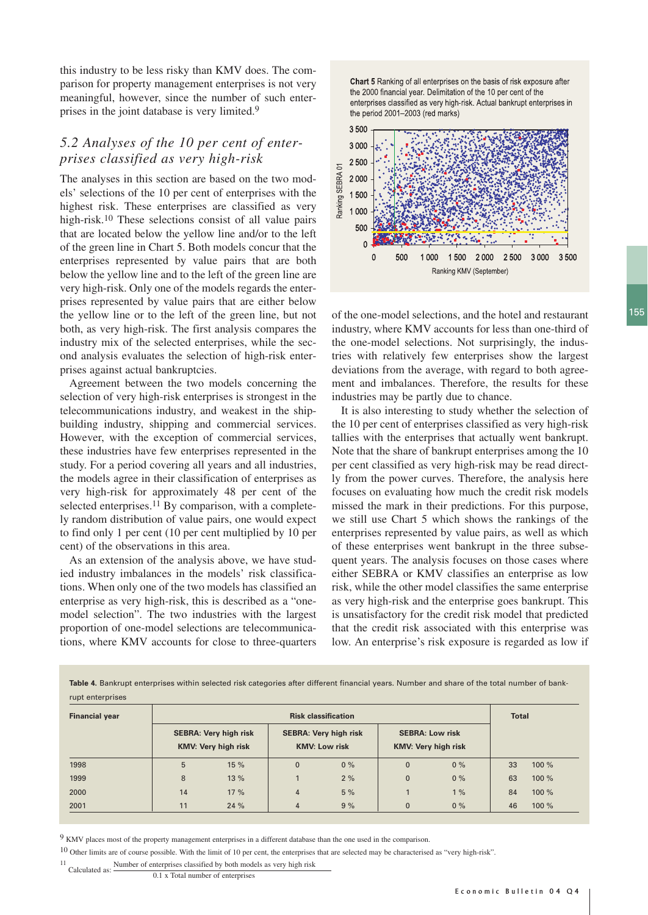this industry to be less risky than KMV does. The comparison for property management enterprises is not very meaningful, however, since the number of such enterprises in the joint database is very limited.[9]

## *5.2 Analyses of the 10 per cent of enterprises classified as very high-risk*

The analyses in this section are based on the two models' selections of the 10 per cent of enterprises with the highest risk. These enterprises are classified as very high-risk.[10] These selections consist of all value pairs that are located below the yellow line and/or to the left of the green line in Chart 5. Both models concur that the enterprises represented by value pairs that are both below the yellow line and to the left of the green line are very high-risk. Only one of the models regards the enterprises represented by value pairs that are either below the yellow line or to the left of the green line, but not both, as very high-risk. The first analysis compares the industry mix of the selected enterprises, while the second analysis evaluates the selection of high-risk enterprises against actual bankruptcies.

Agreement between the two models concerning the selection of very high-risk enterprises is strongest in the telecommunications industry, and weakest in the shipbuilding industry, shipping and commercial services. However, with the exception of commercial services, these industries have few enterprises represented in the study. For a period covering all years and all industries, the models agree in their classification of enterprises as very high-risk for approximately 48 per cent of the selected enterprises.[11] By comparison, with a completely random distribution of value pairs, one would expect to find only 1 per cent (10 per cent multiplied by 10 per cent) of the observations in this area.

As an extension of the analysis above, we have studied industry imbalances in the models' risk classifications. When only one of the two models has classified an enterprise as very high-risk, this is described as a "one-model selection". The two industries with the largest proportion of one-model selections are telecommunications, where KMV accounts for close to three-quarters of the one-model selections, and the hotel and restaurant industry, where KMV accounts for less than one-third of the one-model selections. Not surprisingly, the industries with relatively few enterprises show the largest deviations from the average, with regard to both agreement and imbalances. Therefore, the results for these industries may be partly due to chance.

It is also interesting to study whether the selection of the 10 per cent of enterprises classified as very high-risk tallies with the enterprises that actually went bankrupt. Note that the share of bankrupt enterprises among the 10 per cent classified as very high-risk may be read directly from the power curves. Therefore, the analysis here focuses on evaluating how much the credit risk models missed the mark in their predictions. For this purpose, we still use Chart 5 which shows the rankings of the enterprises represented by value pairs, as well as which of these enterprises went bankrupt in the three subsequent years. The analysis focuses on those cases where either SEBRA or KMV classifies an enterprise as low risk, while the other model classifies the same enterprise as very high-risk and the enterprise goes bankrupt. This is unsatisfactory for the credit risk model that predicted that the credit risk associated with this enterprise was low. An enterprise's risk exposure is regarded as low if

**Chart 5** Ranking of all enterprises on the basis of risk exposure after the 2000 financial year. Delimitation of the 10 per cent of the enterprises classified as very high-risk. Actual bankrupt enterprises in the period 2001–2003 (red marks)

**Table 4.** Bankrupt enterprises within selected risk categories after different financial years. Number and share of the total number of bankrupt enterprises

| Financial year | Risk classification | | | | | | Total | |
|---|---|---|---|---|---|---|---|---|
| | SEBRA: Very high risk KMV: Very high risk | | SEBRA: Very high risk KMV: Low risk | | SEBRA: Low risk KMV: Very high risk | | | |
| 1998 | 5 | 15 % | 0 | 0 % | 0 | 0 % | 33 | 100 % |
| 1999 | 8 | 13 % | 1 | 2 % | 0 | 0 % | 63 | 100 % |
| 2000 | 14 | 17 % | 4 | 5 % | 1 | 1 % | 84 | 100 % |
| 2001 | 11 | 24 % | 4 | 9 % | 0 | 0 % | 46 | 100 % |

[9] KMV places most of the property management enterprises in a different database than the one used in the comparison.

[10] Other limits are of course possible. With the limit of 10 per cent, the enterprises that are selected may be characterised as "very high-risk".

[11] Calculated as: $\dfrac{\text{Number of enterprises classified by both models as very high risk}}{0.1 \times \text{Total number of enterprises}}$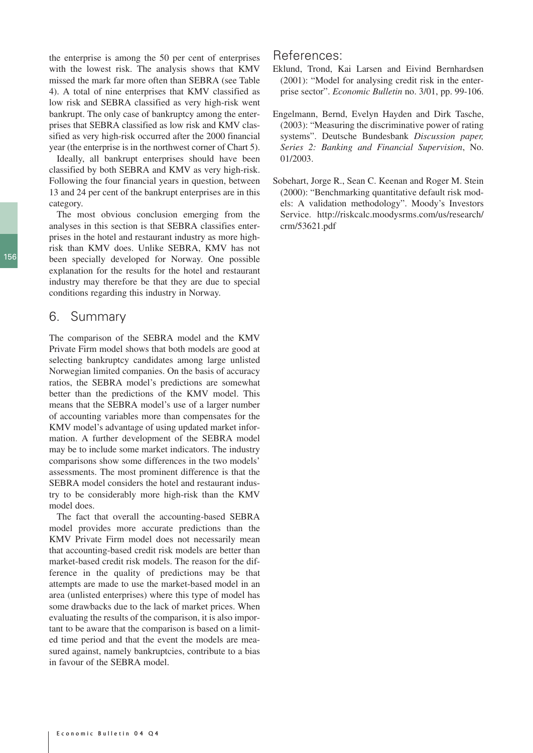the enterprise is among the 50 per cent of enterprises with the lowest risk. The analysis shows that KMV missed the mark far more often than SEBRA (see Table 4). A total of nine enterprises that KMV classified as low risk and SEBRA classified as very high-risk went bankrupt. The only case of bankruptcy among the enterprises that SEBRA classified as low risk and KMV classified as very high-risk occurred after the 2000 financial year (the enterprise is in the northwest corner of Chart 5).

Ideally, all bankrupt enterprises should have been classified by both SEBRA and KMV as very high-risk. Following the four financial years in question, between 13 and 24 per cent of the bankrupt enterprises are in this category.

The most obvious conclusion emerging from the analyses in this section is that SEBRA classifies enterprises in the hotel and restaurant industry as more high-risk than KMV does. Unlike SEBRA, KMV has not been specially developed for Norway. One possible explanation for the results for the hotel and restaurant industry may therefore be that they are due to special conditions regarding this industry in Norway.

## 6. Summary

The comparison of the SEBRA model and the KMV Private Firm model shows that both models are good at selecting bankruptcy candidates among large unlisted Norwegian limited companies. On the basis of accuracy ratios, the SEBRA model's predictions are somewhat better than the predictions of the KMV model. This means that the SEBRA model's use of a larger number of accounting variables more than compensates for the KMV model's advantage of using updated market information. A further development of the SEBRA model may be to include some market indicators. The industry comparisons show some differences in the two models' assessments. The most prominent difference is that the SEBRA model considers the hotel and restaurant industry to be considerably more high-risk than the KMV model does.

The fact that overall the accounting-based SEBRA model provides more accurate predictions than the KMV Private Firm model does not necessarily mean that accounting-based credit risk models are better than market-based credit risk models. The reason for the difference in the quality of predictions may be that attempts are made to use the market-based model in an area (unlisted enterprises) where this type of model has some drawbacks due to the lack of market prices. When evaluating the results of the comparison, it is also important to be aware that the comparison is based on a limited time period and that the event the models are measured against, namely bankruptcies, contribute to a bias in favour of the SEBRA model.

## References:

Eklund, Trond, Kai Larsen and Eivind Bernhardsen (2001): "Model for analysing credit risk in the enterprise sector". *Economic Bulletin* no. 3/01, pp. 99-106.

Engelmann, Bernd, Evelyn Hayden and Dirk Tasche, (2003): "Measuring the discriminative power of rating systems". Deutsche Bundesbank *Discussion paper, Series 2: Banking and Financial Supervision*, No. 01/2003.

Sobehart, Jorge R., Sean C. Keenan and Roger M. Stein (2000): "Benchmarking quantitative default risk models: A validation methodology". Moody's Investors Service. http://riskcalc.moodysrms.com/us/research/crm/53621.pdf